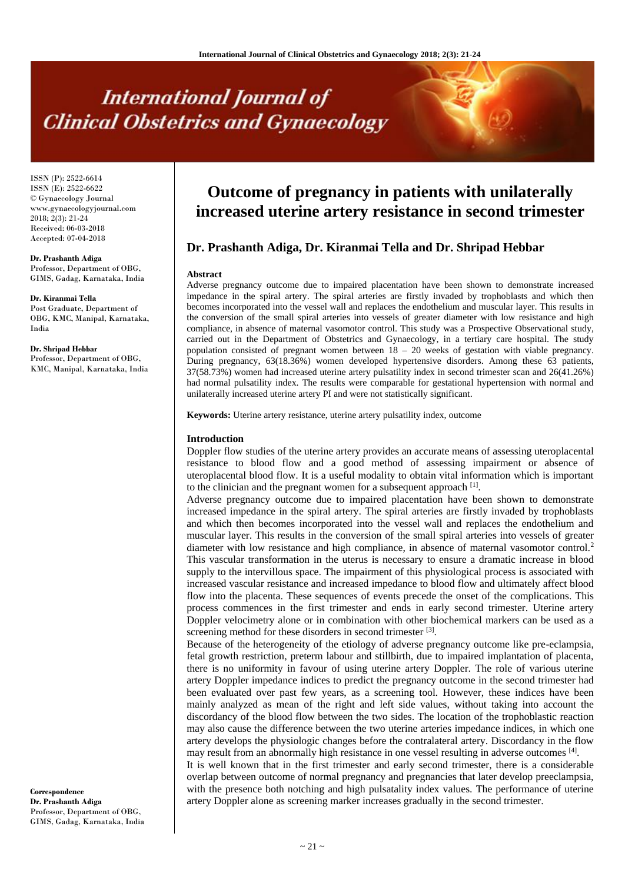# Outcome of pregnancy in patients with unilaterally increased uterine artery resistance in second trimester

## Dr. Prashanth Adiga, Dr. Kiranmai Tella and Dr. Shripad Hebbar

ISSN (P): 2522-6614
ISSN (E): 2522-6622
© Gynaecology Journal
www.gynaecologyjournal.com
2018; 2(3): 21-24
Received: 06-03-2018
Accepted: 07-04-2018

**Dr. Prashanth Adiga**
Professor, Department of OBG, GIMS, Gadag, Karnataka, India

**Dr. Kiranmai Tella**
Post Graduate, Department of OBG, KMC, Manipal, Karnataka, India

**Dr. Shripad Hebbar**
Professor, Department of OBG, KMC, Manipal, Karnataka, India

**Correspondence**
**Dr. Prashanth Adiga**
Professor, Department of OBG, GIMS, Gadag, Karnataka, India

### Abstract

Adverse pregnancy outcome due to impaired placentation have been shown to demonstrate increased impedance in the spiral artery. The spiral arteries are firstly invaded by trophoblasts and which then becomes incorporated into the vessel wall and replaces the endothelium and muscular layer. This results in the conversion of the small spiral arteries into vessels of greater diameter with low resistance and high compliance, in absence of maternal vasomotor control. This study was a Prospective Observational study, carried out in the Department of Obstetrics and Gynaecology, in a tertiary care hospital. The study population consisted of pregnant women between 18 – 20 weeks of gestation with viable pregnancy. During pregnancy, 63(18.36%) women developed hypertensive disorders. Among these 63 patients, 37(58.73%) women had increased uterine artery pulsatility index in second trimester scan and 26(41.26%) had normal pulsatility index. The results were comparable for gestational hypertension with normal and unilaterally increased uterine artery PI and were not statistically significant.

**Keywords:** Uterine artery resistance, uterine artery pulsatility index, outcome

### Introduction

Doppler flow studies of the uterine artery provides an accurate means of assessing uteroplacental resistance to blood flow and a good method of assessing impairment or absence of uteroplacental blood flow. It is a useful modality to obtain vital information which is important to the clinician and the pregnant women for a subsequent approach [1].

Adverse pregnancy outcome due to impaired placentation have been shown to demonstrate increased impedance in the spiral artery. The spiral arteries are firstly invaded by trophoblasts and which then becomes incorporated into the vessel wall and replaces the endothelium and muscular layer. This results in the conversion of the small spiral arteries into vessels of greater diameter with low resistance and high compliance, in absence of maternal vasomotor control.[2] This vascular transformation in the uterus is necessary to ensure a dramatic increase in blood supply to the intervillous space. The impairment of this physiological process is associated with increased vascular resistance and increased impedance to blood flow and ultimately affect blood flow into the placenta. These sequences of events precede the onset of the complications. This process commences in the first trimester and ends in early second trimester. Uterine artery Doppler velocimetry alone or in combination with other biochemical markers can be used as a screening method for these disorders in second trimester [3].

Because of the heterogeneity of the etiology of adverse pregnancy outcome like pre-eclampsia, fetal growth restriction, preterm labour and stillbirth, due to impaired implantation of placenta, there is no uniformity in favour of using uterine artery Doppler. The role of various uterine artery Doppler impedance indices to predict the pregnancy outcome in the second trimester had been evaluated over past few years, as a screening tool. However, these indices have been mainly analyzed as mean of the right and left side values, without taking into account the discordancy of the blood flow between the two sides. The location of the trophoblastic reaction may also cause the difference between the two uterine arteries impedance indices, in which one artery develops the physiologic changes before the contralateral artery. Discordancy in the flow may result from an abnormally high resistance in one vessel resulting in adverse outcomes [4].

It is well known that in the first trimester and early second trimester, there is a considerable overlap between outcome of normal pregnancy and pregnancies that later develop preeclampsia, with the presence both notching and high pulsatality index values. The performance of uterine artery Doppler alone as screening marker increases gradually in the second trimester.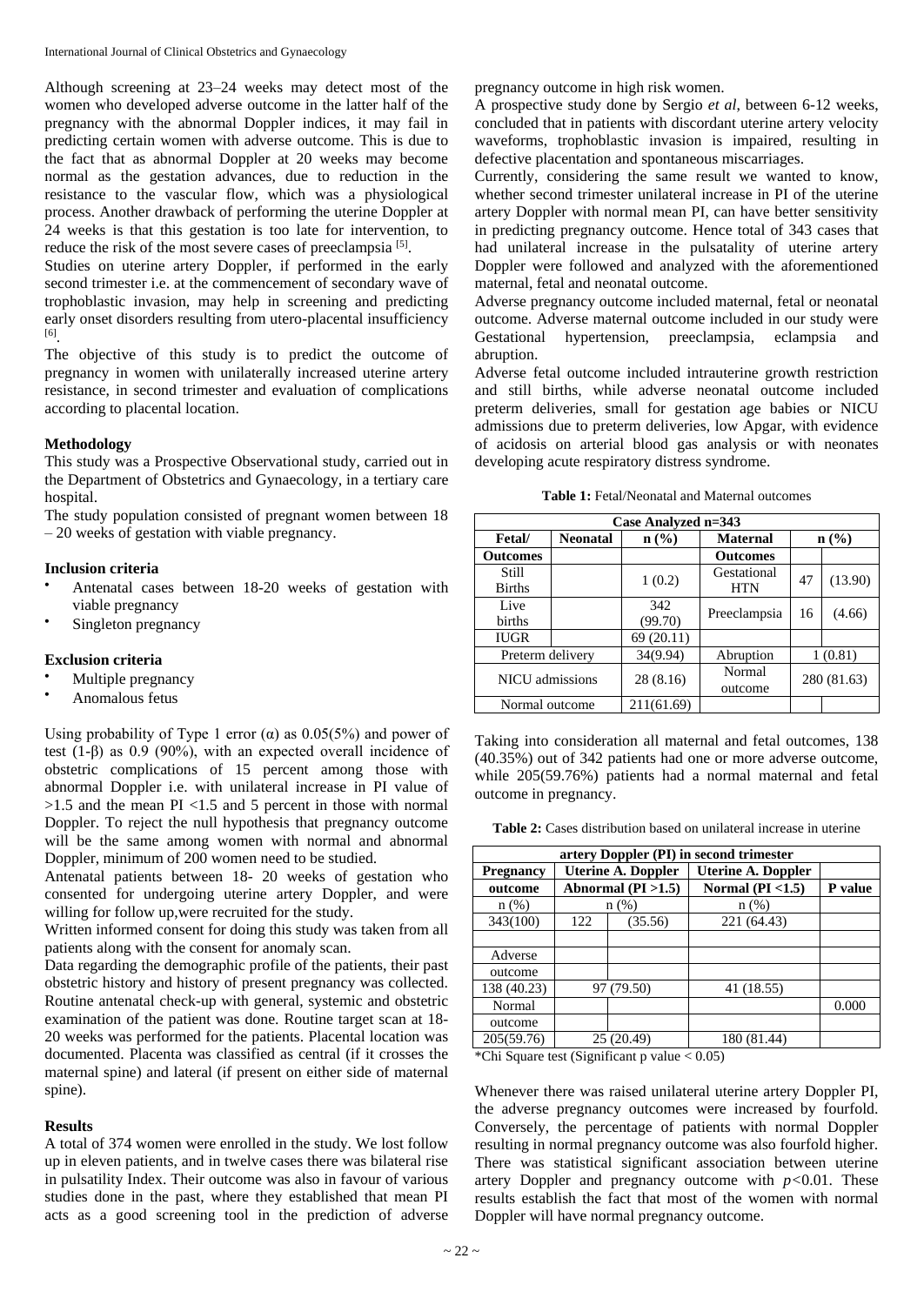Although screening at 23–24 weeks may detect most of the women who developed adverse outcome in the latter half of the pregnancy with the abnormal Doppler indices, it may fail in predicting certain women with adverse outcome. This is due to the fact that as abnormal Doppler at 20 weeks may become normal as the gestation advances, due to reduction in the resistance to the vascular flow, which was a physiological process. Another drawback of performing the uterine Doppler at 24 weeks is that this gestation is too late for intervention, to reduce the risk of the most severe cases of preeclampsia [5].

Studies on uterine artery Doppler, if performed in the early second trimester i.e. at the commencement of secondary wave of trophoblastic invasion, may help in screening and predicting early onset disorders resulting from utero-placental insufficiency [6].

The objective of this study is to predict the outcome of pregnancy in women with unilaterally increased uterine artery resistance, in second trimester and evaluation of complications according to placental location.

### Methodology

This study was a Prospective Observational study, carried out in the Department of Obstetrics and Gynaecology, in a tertiary care hospital.

The study population consisted of pregnant women between 18 – 20 weeks of gestation with viable pregnancy.

### Inclusion criteria

- Antenatal cases between 18-20 weeks of gestation with viable pregnancy
- Singleton pregnancy

### Exclusion criteria

- Multiple pregnancy
- Anomalous fetus

Using probability of Type 1 error (α) as 0.05(5%) and power of test (1-β) as 0.9 (90%), with an expected overall incidence of obstetric complications of 15 percent among those with abnormal Doppler i.e. with unilateral increase in PI value of >1.5 and the mean PI <1.5 and 5 percent in those with normal Doppler. To reject the null hypothesis that pregnancy outcome will be the same among women with normal and abnormal Doppler, minimum of 200 women need to be studied.

Antenatal patients between 18- 20 weeks of gestation who consented for undergoing uterine artery Doppler, and were willing for follow up,were recruited for the study.

Written informed consent for doing this study was taken from all patients along with the consent for anomaly scan.

Data regarding the demographic profile of the patients, their past obstetric history and history of present pregnancy was collected. Routine antenatal check-up with general, systemic and obstetric examination of the patient was done. Routine target scan at 18-20 weeks was performed for the patients. Placental location was documented. Placenta was classified as central (if it crosses the maternal spine) and lateral (if present on either side of maternal spine).

### Results

A total of 374 women were enrolled in the study. We lost follow up in eleven patients, and in twelve cases there was bilateral rise in pulsatility Index. Their outcome was also in favour of various studies done in the past, where they established that mean PI acts as a good screening tool in the prediction of adverse pregnancy outcome in high risk women.

A prospective study done by Sergio *et al*, between 6-12 weeks, concluded that in patients with discordant uterine artery velocity waveforms, trophoblastic invasion is impaired, resulting in defective placentation and spontaneous miscarriages.

Currently, considering the same result we wanted to know, whether second trimester unilateral increase in PI of the uterine artery Doppler with normal mean PI, can have better sensitivity in predicting pregnancy outcome. Hence total of 343 cases that had unilateral increase in the pulsatility of uterine artery Doppler were followed and analyzed with the aforementioned maternal, fetal and neonatal outcome.

Adverse pregnancy outcome included maternal, fetal or neonatal outcome. Adverse maternal outcome included in our study were Gestational hypertension, preeclampsia, eclampsia and abruption.

Adverse fetal outcome included intrauterine growth restriction and still births, while adverse neonatal outcome included preterm deliveries, small for gestation age babies or NICU admissions due to preterm deliveries, low Apgar, with evidence of acidosis on arterial blood gas analysis or with neonates developing acute respiratory distress syndrome.

**Table 1:** Fetal/Neonatal and Maternal outcomes

| Case Analyzed n=343 | | | | | |
|---|---|---|---|---|---|
| Fetal/ Outcomes | Neonatal | n (%) | Maternal Outcomes | n (%) | |
| Still Births | | 1 (0.2) | Gestational HTN | 47 | (13.90) |
| Live births | | 342 (99.70) | Preeclampsia | 16 | (4.66) |
| IUGR | | 69 (20.11) | | | |
| Preterm delivery | | 34(9.94) | Abruption | 1 (0.81) | |
| NICU admissions | | 28 (8.16) | Normal outcome | 280 (81.63) | |
| Normal outcome | | 211(61.69) | | | |

Taking into consideration all maternal and fetal outcomes, 138 (40.35%) out of 342 patients had one or more adverse outcome, while 205(59.76%) patients had a normal maternal and fetal outcome in pregnancy.

**Table 2:** Cases distribution based on unilateral increase in uterine artery Doppler (PI) in second trimester

| Pregnancy outcome | Uterine A. Doppler Abnormal (PI >1.5) | | Uterine A. Doppler Normal (PI <1.5) | P value |
|---|---|---|---|---|
| n (%) | n (%) | | n (%) | |
| 343(100) | 122 | (35.56) | 221 (64.43) | |
| | | | | |
| Adverse outcome | | | | |
| 138 (40.23) | 97 (79.50) | | 41 (18.55) | |
| Normal outcome | | | | 0.000 |
| 205(59.76) | 25 (20.49) | | 180 (81.44) | |

*Chi Square test (Significant p value < 0.05)

Whenever there was raised unilateral uterine artery Doppler PI, the adverse pregnancy outcomes were increased by fourfold. Conversely, the percentage of patients with normal Doppler resulting in normal pregnancy outcome was also fourfold higher. There was statistical significant association between uterine artery Doppler and pregnancy outcome with $p<0.01$. These results establish the fact that most of the women with normal Doppler will have normal pregnancy outcome.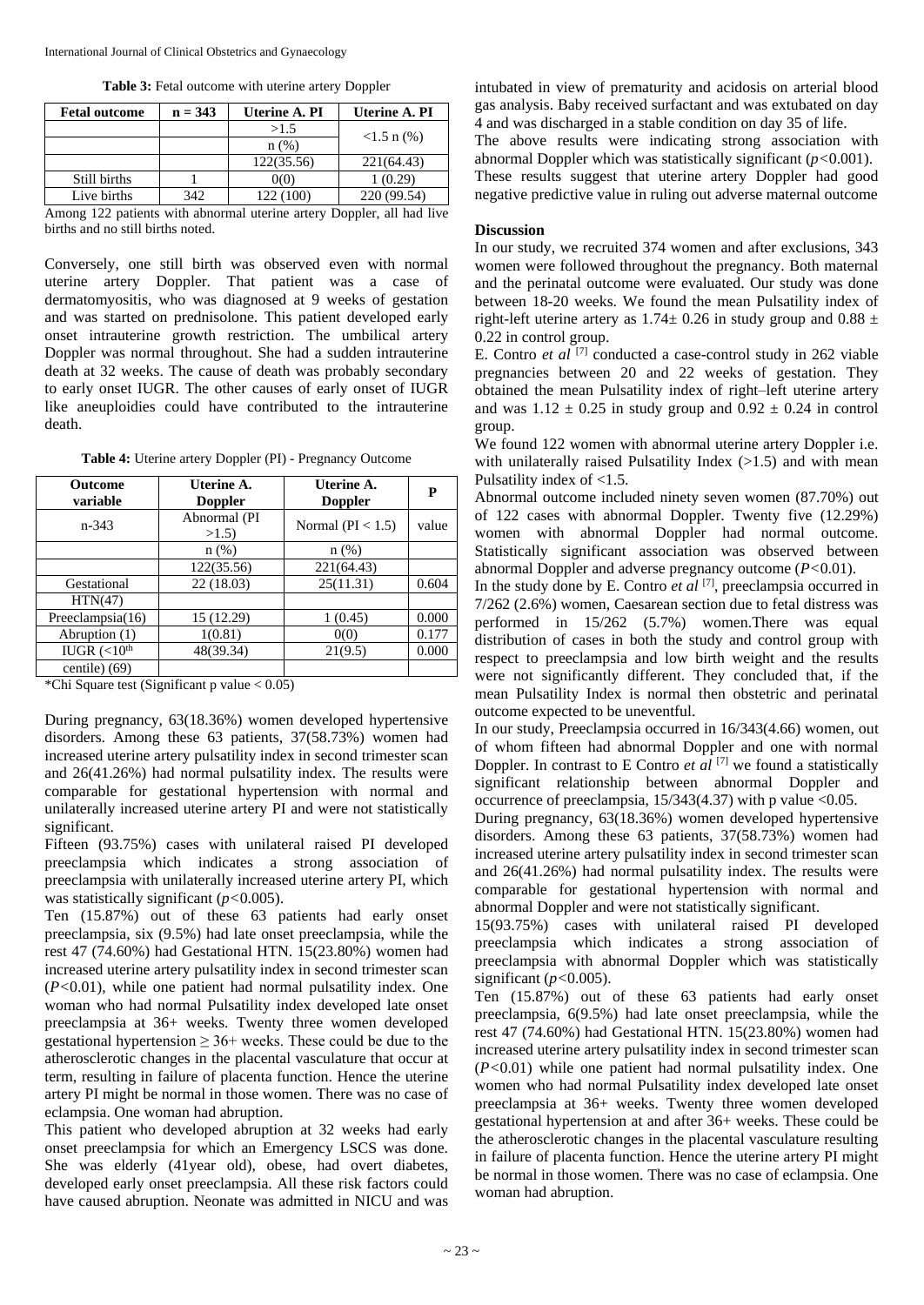**Table 3:** Fetal outcome with uterine artery Doppler

| Fetal outcome | n = 343 | Uterine A. PI >1.5 n (%) | Uterine A. PI <1.5 n (%) |
|---|---|---|---|
| | | 122(35.56) | 221(64.43) |
| Still births | 1 | 0(0) | 1 (0.29) |
| Live births | 342 | 122 (100) | 220 (99.54) |

Among 122 patients with abnormal uterine artery Doppler, all had live births and no still births noted.

Conversely, one still birth was observed even with normal uterine artery Doppler. That patient was a case of dermatomyositis, who was diagnosed at 9 weeks of gestation and was started on prednisolone. This patient developed early onset intrauterine growth restriction. The umbilical artery Doppler was normal throughout. She had a sudden intrauterine death at 32 weeks. The cause of death was probably secondary to early onset IUGR. The other causes of early onset of IUGR like aneuploidies could have contributed to the intrauterine death.

**Table 4:** Uterine artery Doppler (PI) - Pregnancy Outcome

| Outcome variable | Uterine A. Doppler | Uterine A. Doppler | P |
|---|---|---|---|
| n-343 | Abnormal (PI >1.5) | Normal (PI < 1.5) | value |
| | n (%) | n (%) | |
| | 122(35.56) | 221(64.43) | |
| Gestational HTN(47) | 22 (18.03) | 25(11.31) | 0.604 |
| Preeclampsia(16) | 15 (12.29) | 1 (0.45) | 0.000 |
| Abruption (1) | 1(0.81) | 0(0) | 0.177 |
| IUGR (<10th centile) (69) | 48(39.34) | 21(9.5) | 0.000 |

*Chi Square test (Significant p value < 0.05)

During pregnancy, 63(18.36%) women developed hypertensive disorders. Among these 63 patients, 37(58.73%) women had increased uterine artery pulsatility index in second trimester scan and 26(41.26%) had normal pulsatility index. The results were comparable for gestational hypertension with normal and unilaterally increased uterine artery PI and were not statistically significant.

Fifteen (93.75%) cases with unilateral raised PI developed preeclampsia which indicates a strong association of preeclampsia with unilaterally increased uterine artery PI, which was statistically significant (*p*<0.005).

Ten (15.87%) out of these 63 patients had early onset preeclampsia, six (9.5%) had late onset preeclampsia, while the rest 47 (74.60%) had Gestational HTN. 15(23.80%) women had increased uterine artery pulsatility index in second trimester scan (*P*<0.01), while one patient had normal pulsatility index. One woman who had normal Pulsatility index developed late onset preeclampsia at 36+ weeks. Twenty three women developed gestational hypertension ≥ 36+ weeks. These could be due to the atherosclerotic changes in the placental vasculature that occur at term, resulting in failure of placenta function. Hence the uterine artery PI might be normal in those women. There was no case of eclampsia. One woman had abruption.

This patient who developed abruption at 32 weeks had early onset preeclampsia for which an Emergency LSCS was done. She was elderly (41year old), obese, had overt diabetes, developed early onset preeclampsia. All these risk factors could have caused abruption. Neonate was admitted in NICU and was intubated in view of prematurity and acidosis on arterial blood gas analysis. Baby received surfactant and was extubated on day 4 and was discharged in a stable condition on day 35 of life.

The above results were indicating strong association with abnormal Doppler which was statistically significant (*p*<0.001).

These results suggest that uterine artery Doppler had good negative predictive value in ruling out adverse maternal outcome

## Discussion

In our study, we recruited 374 women and after exclusions, 343 women were followed throughout the pregnancy. Both maternal and the perinatal outcome were evaluated. Our study was done between 18-20 weeks. We found the mean Pulsatility index of right-left uterine artery as 1.74± 0.26 in study group and 0.88 ± 0.22 in control group.

E. Contro *et al* [7] conducted a case-control study in 262 viable pregnancies between 20 and 22 weeks of gestation. They obtained the mean Pulsatility index of right–left uterine artery and was 1.12 ± 0.25 in study group and 0.92 ± 0.24 in control group.

We found 122 women with abnormal uterine artery Doppler i.e. with unilaterally raised Pulsatility Index (>1.5) and with mean Pulsatility index of <1.5.

Abnormal outcome included ninety seven women (87.70%) out of 122 cases with abnormal Doppler. Twenty five (12.29%) women with abnormal Doppler had normal outcome. Statistically significant association was observed between abnormal Doppler and adverse pregnancy outcome (*P*<0.01).

In the study done by E. Contro *et al* [7], preeclampsia occurred in 7/262 (2.6%) women, Caesarean section due to fetal distress was performed in 15/262 (5.7%) women.There was equal distribution of cases in both the study and control group with respect to preeclampsia and low birth weight and the results were not significantly different. They concluded that, if the mean Pulsatility Index is normal then obstetric and perinatal outcome expected to be uneventful.

In our study, Preeclampsia occurred in 16/343(4.66) women, out of whom fifteen had abnormal Doppler and one with normal Doppler. In contrast to E Contro *et al* [7] we found a statistically significant relationship between abnormal Doppler and occurrence of preeclampsia, 15/343(4.37) with p value <0.05.

During pregnancy, 63(18.36%) women developed hypertensive disorders. Among these 63 patients, 37(58.73%) women had increased uterine artery pulsatility index in second trimester scan and 26(41.26%) had normal pulsatility index. The results were comparable for gestational hypertension with normal and abnormal Doppler and were not statistically significant.

15(93.75%) cases with unilateral raised PI developed preeclampsia which indicates a strong association of preeclampsia with abnormal Doppler which was statistically significant (*p*<0.005).

Ten (15.87%) out of these 63 patients had early onset preeclampsia, 6(9.5%) had late onset preeclampsia, while the rest 47 (74.60%) had Gestational HTN. 15(23.80%) women had increased uterine artery pulsatility index in second trimester scan (*P*<0.01) while one patient had normal pulsatility index. One women who had normal Pulsatility index developed late onset preeclampsia at 36+ weeks. Twenty three women developed gestational hypertension at and after 36+ weeks. These could be the atherosclerotic changes in the placental vasculature resulting in failure of placenta function. Hence the uterine artery PI might be normal in those women. There was no case of eclampsia. One woman had abruption.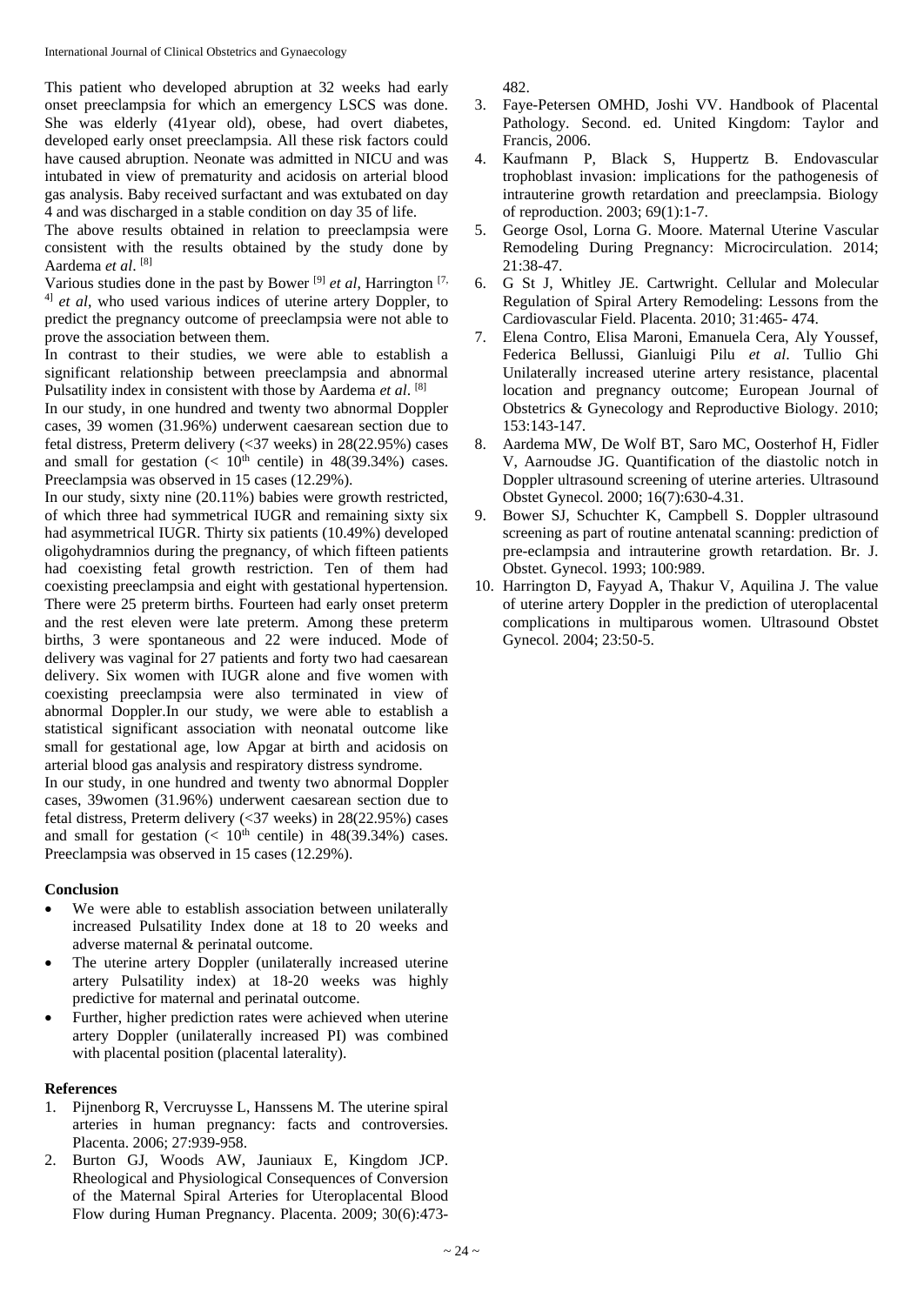This patient who developed abruption at 32 weeks had early onset preeclampsia for which an emergency LSCS was done. She was elderly (41year old), obese, had overt diabetes, developed early onset preeclampsia. All these risk factors could have caused abruption. Neonate was admitted in NICU and was intubated in view of prematurity and acidosis on arterial blood gas analysis. Baby received surfactant and was extubated on day 4 and was discharged in a stable condition on day 35 of life.

The above results obtained in relation to preeclampsia were consistent with the results obtained by the study done by Aardema *et al*. [8]

Various studies done in the past by Bower [9] *et al*, Harrington [7, 4] *et al*, who used various indices of uterine artery Doppler, to predict the pregnancy outcome of preeclampsia were not able to prove the association between them.

In contrast to their studies, we were able to establish a significant relationship between preeclampsia and abnormal Pulsatility index in consistent with those by Aardema *et al*. [8]

In our study, in one hundred and twenty two abnormal Doppler cases, 39 women (31.96%) underwent caesarean section due to fetal distress, Preterm delivery (<37 weeks) in 28(22.95%) cases and small for gestation (< 10th centile) in 48(39.34%) cases. Preeclampsia was observed in 15 cases (12.29%).

In our study, sixty nine (20.11%) babies were growth restricted, of which three had symmetrical IUGR and remaining sixty six had asymmetrical IUGR. Thirty six patients (10.49%) developed oligohydramnios during the pregnancy, of which fifteen patients had coexisting fetal growth restriction. Ten of them had coexisting preeclampsia and eight with gestational hypertension. There were 25 preterm births. Fourteen had early onset preterm and the rest eleven were late preterm. Among these preterm births, 3 were spontaneous and 22 were induced. Mode of delivery was vaginal for 27 patients and forty two had caesarean delivery. Six women with IUGR alone and five women with coexisting preeclampsia were also terminated in view of abnormal Doppler.In our study, we were able to establish a statistical significant association with neonatal outcome like small for gestational age, low Apgar at birth and acidosis on arterial blood gas analysis and respiratory distress syndrome.

In our study, in one hundred and twenty two abnormal Doppler cases, 39women (31.96%) underwent caesarean section due to fetal distress, Preterm delivery (<37 weeks) in 28(22.95%) cases and small for gestation (< 10th centile) in 48(39.34%) cases. Preeclampsia was observed in 15 cases (12.29%).

## Conclusion

- We were able to establish association between unilaterally increased Pulsatility Index done at 18 to 20 weeks and adverse maternal & perinatal outcome.
- The uterine artery Doppler (unilaterally increased uterine artery Pulsatility index) at 18-20 weeks was highly predictive for maternal and perinatal outcome.
- Further, higher prediction rates were achieved when uterine artery Doppler (unilaterally increased PI) was combined with placental position (placental laterality).

## References

1. Pijnenborg R, Vercruysse L, Hanssens M. The uterine spiral arteries in human pregnancy: facts and controversies. Placenta. 2006; 27:939-958.
2. Burton GJ, Woods AW, Jauniaux E, Kingdom JCP. Rheological and Physiological Consequences of Conversion of the Maternal Spiral Arteries for Uteroplacental Blood Flow during Human Pregnancy. Placenta. 2009; 30(6):473-482.
3. Faye-Petersen OMHD, Joshi VV. Handbook of Placental Pathology. Second. ed. United Kingdom: Taylor and Francis, 2006.
4. Kaufmann P, Black S, Huppertz B. Endovascular trophoblast invasion: implications for the pathogenesis of intrauterine growth retardation and preeclampsia. Biology of reproduction. 2003; 69(1):1-7.
5. George Osol, Lorna G. Moore. Maternal Uterine Vascular Remodeling During Pregnancy: Microcirculation. 2014; 21:38-47.
6. G St J, Whitley JE. Cartwright. Cellular and Molecular Regulation of Spiral Artery Remodeling: Lessons from the Cardiovascular Field. Placenta. 2010; 31:465- 474.
7. Elena Contro, Elisa Maroni, Emanuela Cera, Aly Youssef, Federica Bellussi, Gianluigi Pilu *et al*. Tullio Ghi Unilaterally increased uterine artery resistance, placental location and pregnancy outcome; European Journal of Obstetrics & Gynecology and Reproductive Biology. 2010; 153:143-147.
8. Aardema MW, De Wolf BT, Saro MC, Oosterhof H, Fidler V, Aarnoudse JG. Quantification of the diastolic notch in Doppler ultrasound screening of uterine arteries. Ultrasound Obstet Gynecol. 2000; 16(7):630-4.31.
9. Bower SJ, Schuchter K, Campbell S. Doppler ultrasound screening as part of routine antenatal scanning: prediction of pre-eclampsia and intrauterine growth retardation. Br. J. Obstet. Gynecol. 1993; 100:989.
10. Harrington D, Fayyad A, Thakur V, Aquilina J. The value of uterine artery Doppler in the prediction of uteroplacental complications in multiparous women. Ultrasound Obstet Gynecol. 2004; 23:50-5.